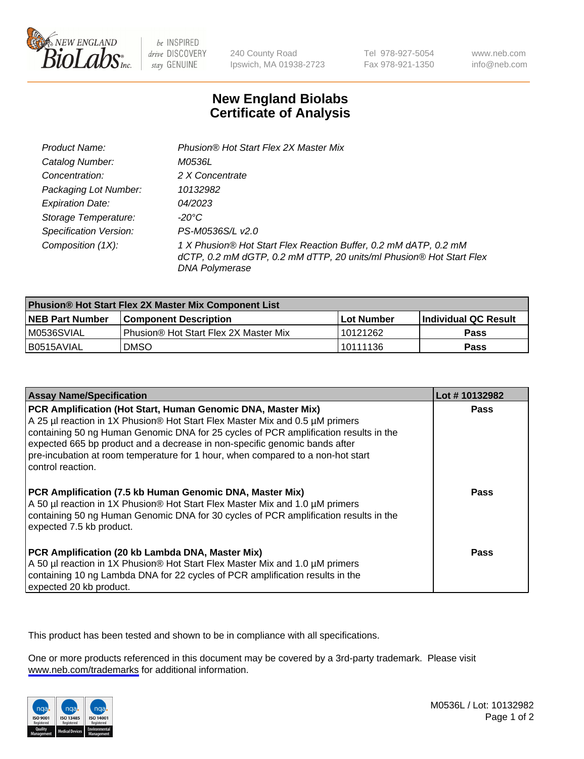New England Biolabs Inc. — be INSPIRED drive DISCOVERY stay GENUINE

240 County Road
Ipswich, MA 01938-2723

Tel 978-927-5054
Fax 978-921-1350

www.neb.com
info@neb.com

# New England Biolabs
# Certificate of Analysis

| | |
|---|---|
| *Product Name:* | *Phusion® Hot Start Flex 2X Master Mix* |
| *Catalog Number:* | *M0536L* |
| *Concentration:* | *2 X Concentrate* |
| *Packaging Lot Number:* | *10132982* |
| *Expiration Date:* | *04/2023* |
| *Storage Temperature:* | *-20°C* |
| *Specification Version:* | *PS-M0536S/L v2.0* |
| *Composition (1X):* | *1 X Phusion® Hot Start Flex Reaction Buffer, 0.2 mM dATP, 0.2 mM dCTP, 0.2 mM dGTP, 0.2 mM dTTP, 20 units/ml Phusion® Hot Start Flex DNA Polymerase* |

| Phusion® Hot Start Flex 2X Master Mix Component List | | | |
|---|---|---|---|
| **NEB Part Number** | **Component Description** | **Lot Number** | **Individual QC Result** |
| M0536SVIAL | Phusion® Hot Start Flex 2X Master Mix | 10121262 | **Pass** |
| B0515AVIAL | DMSO | 10111136 | **Pass** |

| Assay Name/Specification | Lot # 10132982 |
|---|---|
| **PCR Amplification (Hot Start, Human Genomic DNA, Master Mix)** A 25 µl reaction in 1X Phusion® Hot Start Flex Master Mix and 0.5 µM primers containing 50 ng Human Genomic DNA for 25 cycles of PCR amplification results in the expected 665 bp product and a decrease in non-specific genomic bands after pre-incubation at room temperature for 1 hour, when compared to a non-hot start control reaction. | **Pass** |
| **PCR Amplification (7.5 kb Human Genomic DNA, Master Mix)** A 50 µl reaction in 1X Phusion® Hot Start Flex Master Mix and 1.0 µM primers containing 50 ng Human Genomic DNA for 30 cycles of PCR amplification results in the expected 7.5 kb product. | **Pass** |
| **PCR Amplification (20 kb Lambda DNA, Master Mix)** A 50 µl reaction in 1X Phusion® Hot Start Flex Master Mix and 1.0 µM primers containing 10 ng Lambda DNA for 22 cycles of PCR amplification results in the expected 20 kb product. | **Pass** |

This product has been tested and shown to be in compliance with all specifications.

One or more products referenced in this document may be covered by a 3rd-party trademark. Please visit www.neb.com/trademarks for additional information.

ISO 9001 Registered Quality Management | ISO 13485 Registered Medical Devices | ISO 14001 Registered Environmental Management

M0536L / Lot: 10132982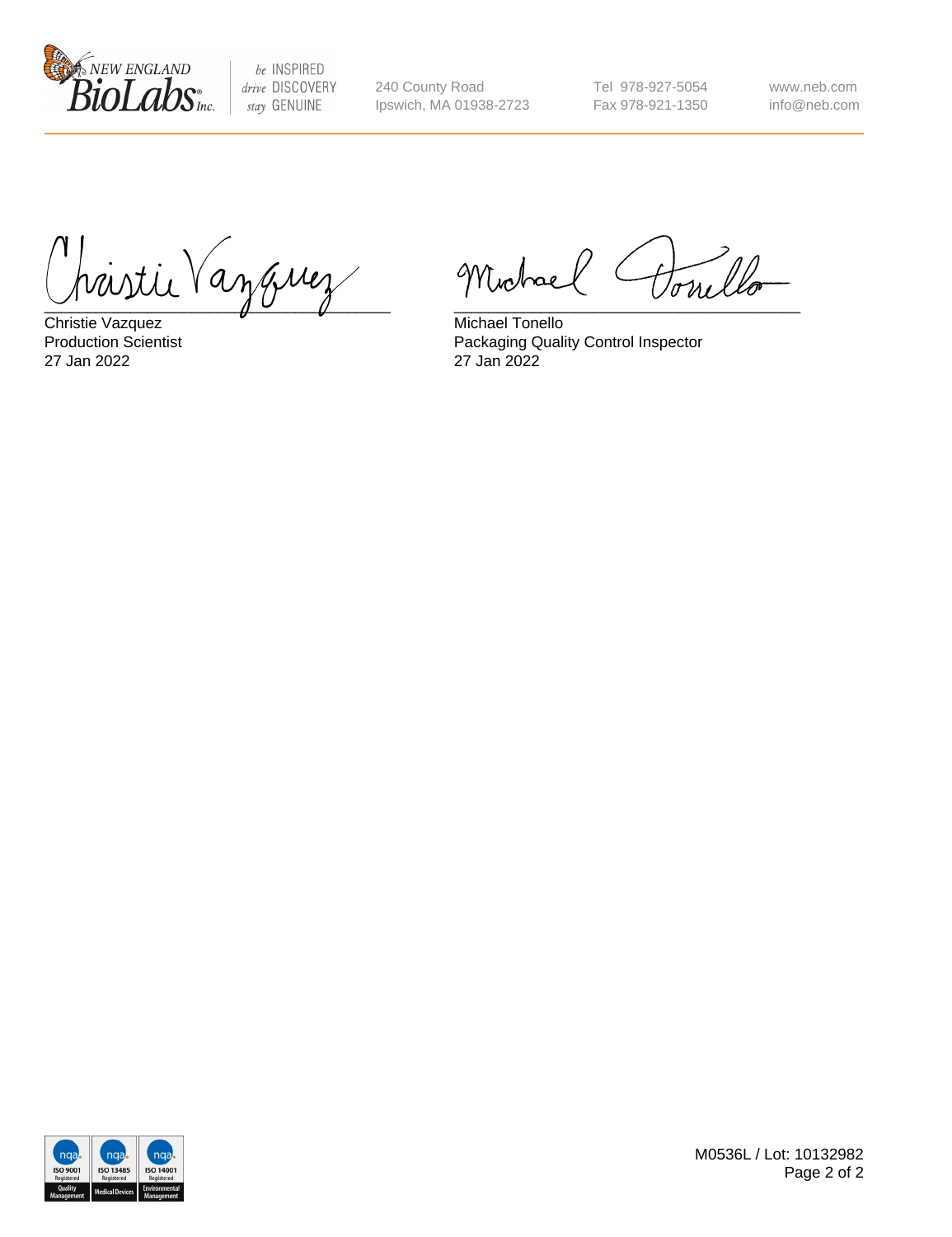Christie Vazquez
Production Scientist
27 Jan 2022

Michael Tonello
Packaging Quality Control Inspector
27 Jan 2022

M0536L / Lot: 10132982